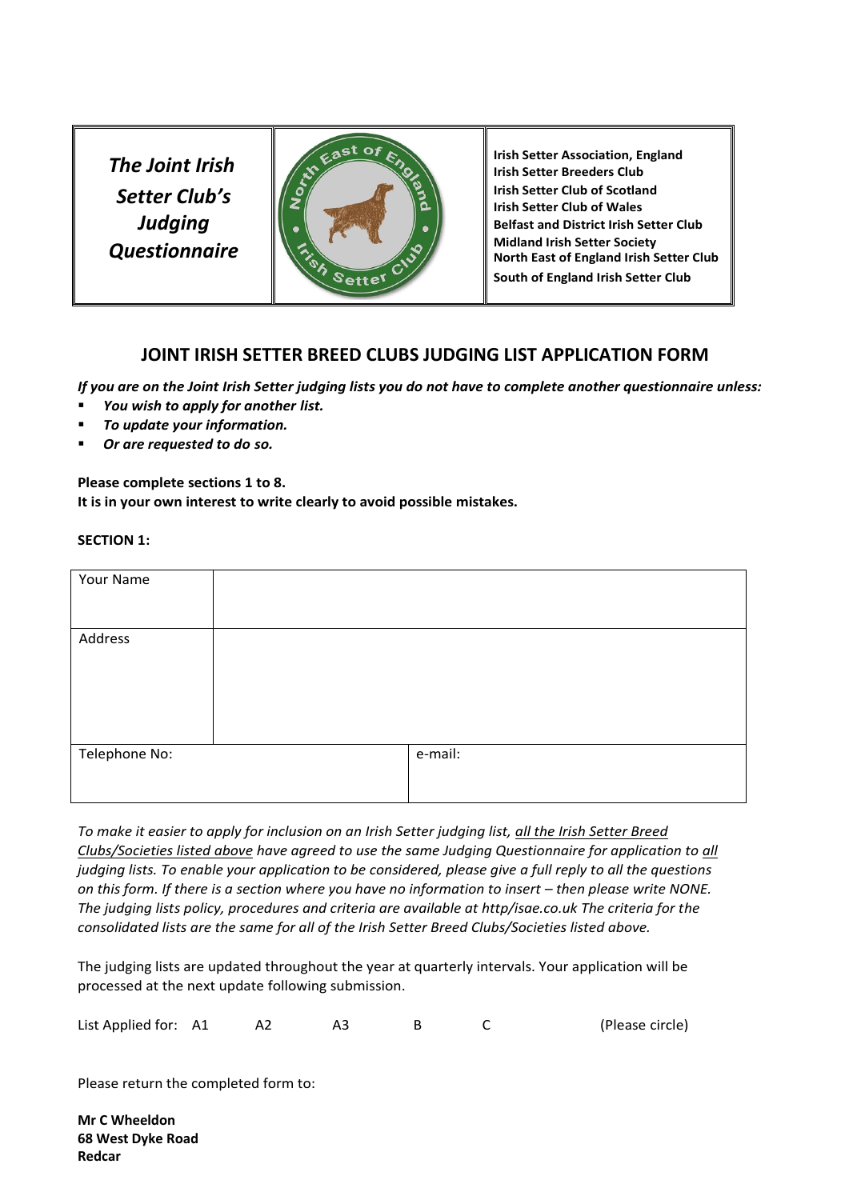| *The Joint Irish Setter Club's Judging Questionnaire* | | **Irish Setter Association, England**<br>**Irish Setter Breeders Club**<br>**Irish Setter Club of Scotland**<br>**Irish Setter Club of Wales**<br>**Belfast and District Irish Setter Club**<br>**Midland Irish Setter Society**<br>**North East of England Irish Setter Club**<br>**South of England Irish Setter Club** |
|---|---|---|

## JOINT IRISH SETTER BREED CLUBS JUDGING LIST APPLICATION FORM

***If you are on the Joint Irish Setter judging lists you do not have to complete another questionnaire unless:***

- ***You wish to apply for another list.***
- ***To update your information.***
- ***Or are requested to do so.***

**Please complete sections 1 to 8.**
**It is in your own interest to write clearly to avoid possible mistakes.**

**SECTION 1:**

| Your Name | |
|---|---|
| Address | |
| Telephone No: | e-mail: |

*To make it easier to apply for inclusion on an Irish Setter judging list, all the Irish Setter Breed Clubs/Societies listed above have agreed to use the same Judging Questionnaire for application to all judging lists. To enable your application to be considered, please give a full reply to all the questions on this form. If there is a section where you have no information to insert – then please write NONE. The judging lists policy, procedures and criteria are available at http/isae.co.uk The criteria for the consolidated lists are the same for all of the Irish Setter Breed Clubs/Societies listed above.*

The judging lists are updated throughout the year at quarterly intervals. Your application will be processed at the next update following submission.

List Applied for: A1 A2 A3 B C (Please circle)

Please return the completed form to:

**Mr C Wheeldon**
**68 West Dyke Road**
**Redcar**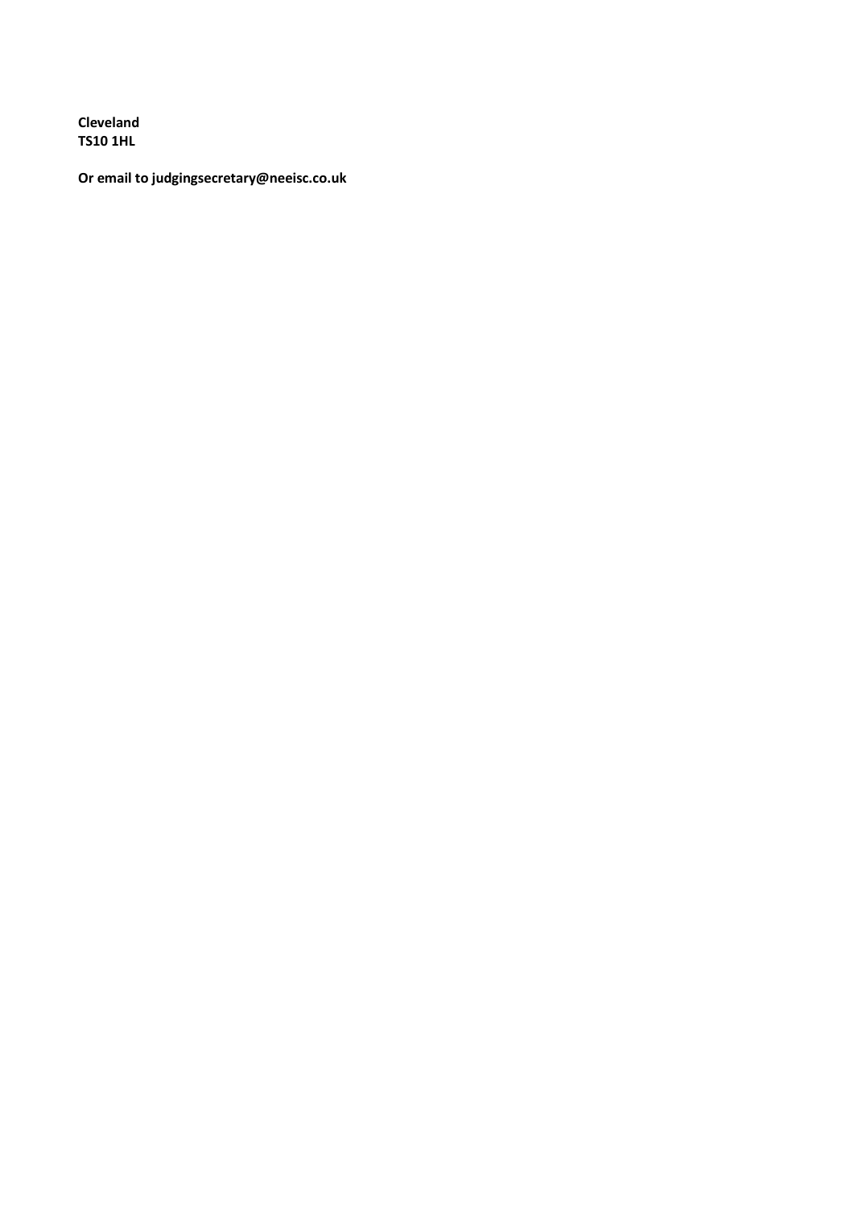**Cleveland**
**TS10 1HL**

**Or email to judgingsecretary@neeisc.co.uk**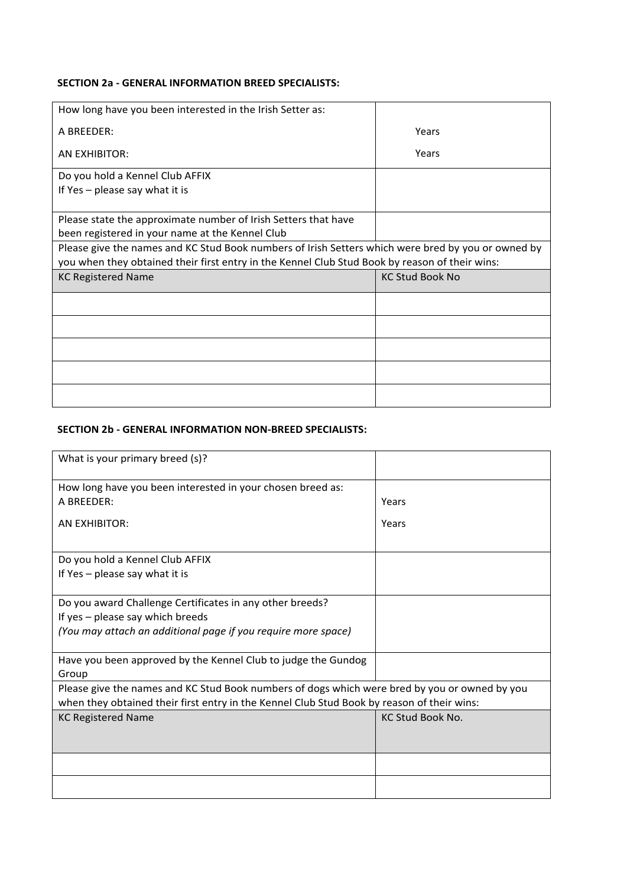**SECTION 2a - GENERAL INFORMATION BREED SPECIALISTS:**

| | |
|---|---|
| How long have you been interested in the Irish Setter as:<br>A BREEDER:<br>AN EXHIBITOR: | <br>Years<br>Years |
| Do you hold a Kennel Club AFFIX<br>If Yes – please say what it is | |
| Please state the approximate number of Irish Setters that have been registered in your name at the Kennel Club | |
| Please give the names and KC Stud Book numbers of Irish Setters which were bred by you or owned by you when they obtained their first entry in the Kennel Club Stud Book by reason of their wins: | |
| **KC Registered Name** | **KC Stud Book No** |
| | |
| | |
| | |
| | |
| | |

**SECTION 2b - GENERAL INFORMATION NON-BREED SPECIALISTS:**

| | |
|---|---|
| What is your primary breed (s)? | |
| How long have you been interested in your chosen breed as:<br>A BREEDER:<br>AN EXHIBITOR: | <br>Years<br>Years |
| Do you hold a Kennel Club AFFIX<br>If Yes – please say what it is | |
| Do you award Challenge Certificates in any other breeds?<br>If yes – please say which breeds<br>*(You may attach an additional page if you require more space)* | |
| Have you been approved by the Kennel Club to judge the Gundog Group | |
| Please give the names and KC Stud Book numbers of dogs which were bred by you or owned by you when they obtained their first entry in the Kennel Club Stud Book by reason of their wins: | |
| **KC Registered Name** | **KC Stud Book No.** |
| | |
| | |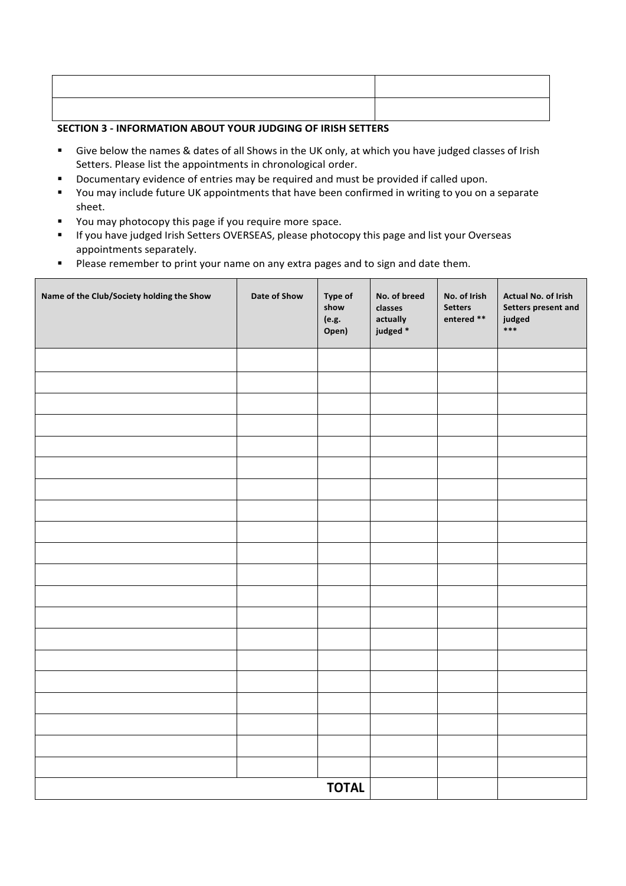| | |
|---|---|
| | |
| | |

**SECTION 3 - INFORMATION ABOUT YOUR JUDGING OF IRISH SETTERS**

- Give below the names & dates of all Shows in the UK only, at which you have judged classes of Irish Setters. Please list the appointments in chronological order.
- Documentary evidence of entries may be required and must be provided if called upon.
- You may include future UK appointments that have been confirmed in writing to you on a separate sheet.
- You may photocopy this page if you require more space.
- If you have judged Irish Setters OVERSEAS, please photocopy this page and list your Overseas appointments separately.
- Please remember to print your name on any extra pages and to sign and date them.

| Name of the Club/Society holding the Show | Date of Show | Type of show (e.g. Open) | No. of breed classes actually judged * | No. of Irish Setters entered ** | Actual No. of Irish Setters present and judged *** |
|---|---|---|---|---|---|
| | | | | | |
| | | | | | |
| | | | | | |
| | | | | | |
| | | | | | |
| | | | | | |
| | | | | | |
| | | | | | |
| | | | | | |
| | | | | | |
| | | | | | |
| | | | | | |
| | | | | | |
| | | | | | |
| | | | | | |
| | | | | | |
| | | | | | |
| | | | | | |
| | | | | | |
| | | | | | |
| | | **TOTAL** | | | |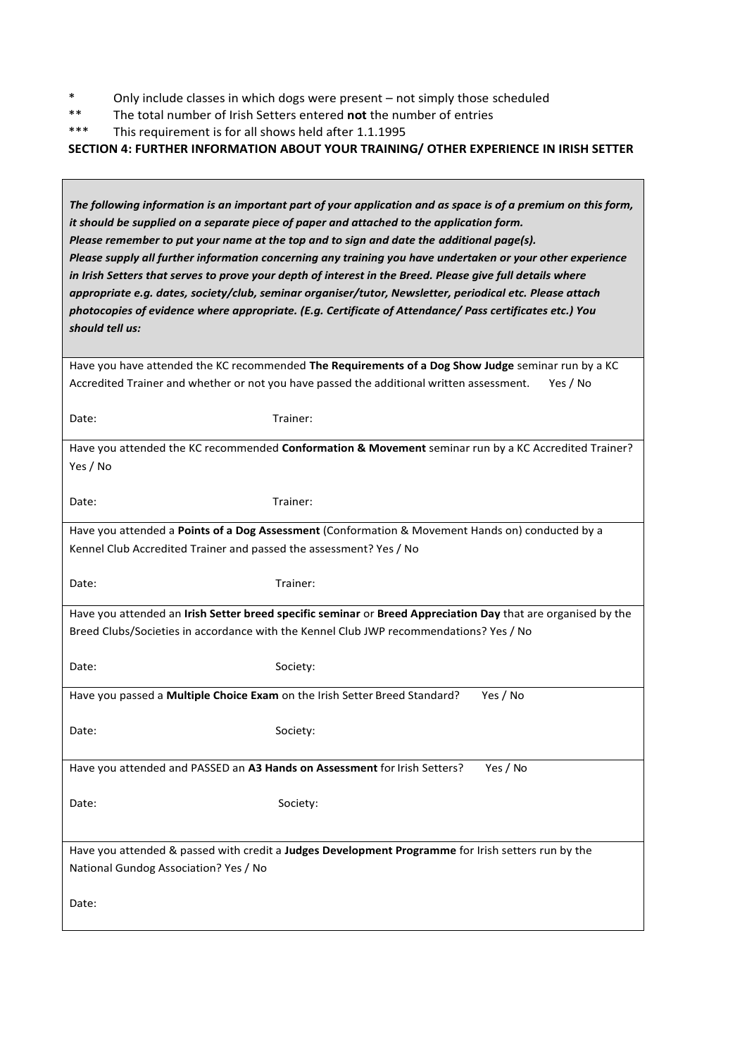\* Only include classes in which dogs were present – not simply those scheduled

\*\* The total number of Irish Setters entered **not** the number of entries

\*\*\* This requirement is for all shows held after 1.1.1995

**SECTION 4: FURTHER INFORMATION ABOUT YOUR TRAINING/ OTHER EXPERIENCE IN IRISH SETTER**

***The following information is an important part of your application and as space is of a premium on this form, it should be supplied on a separate piece of paper and attached to the application form.***
***Please remember to put your name at the top and to sign and date the additional page(s).***
***Please supply all further information concerning any training you have undertaken or your other experience in Irish Setters that serves to prove your depth of interest in the Breed. Please give full details where appropriate e.g. dates, society/club, seminar organiser/tutor, Newsletter, periodical etc. Please attach photocopies of evidence where appropriate. (E.g. Certificate of Attendance/ Pass certificates etc.) You should tell us:***

Have you have attended the KC recommended **The Requirements of a Dog Show Judge** seminar run by a KC Accredited Trainer and whether or not you have passed the additional written assessment. Yes / No

Date: Trainer:

Have you attended the KC recommended **Conformation & Movement** seminar run by a KC Accredited Trainer? Yes / No

Date: Trainer:

Have you attended a **Points of a Dog Assessment** (Conformation & Movement Hands on) conducted by a Kennel Club Accredited Trainer and passed the assessment? Yes / No

Date: Trainer:

Have you attended an **Irish Setter breed specific seminar** or **Breed Appreciation Day** that are organised by the Breed Clubs/Societies in accordance with the Kennel Club JWP recommendations? Yes / No

Date: Society:

Have you passed a **Multiple Choice Exam** on the Irish Setter Breed Standard? Yes / No

Date: Society:

Have you attended and PASSED an **A3 Hands on Assessment** for Irish Setters? Yes / No

Date: Society:

Have you attended & passed with credit a **Judges Development Programme** for Irish setters run by the National Gundog Association? Yes / No

Date: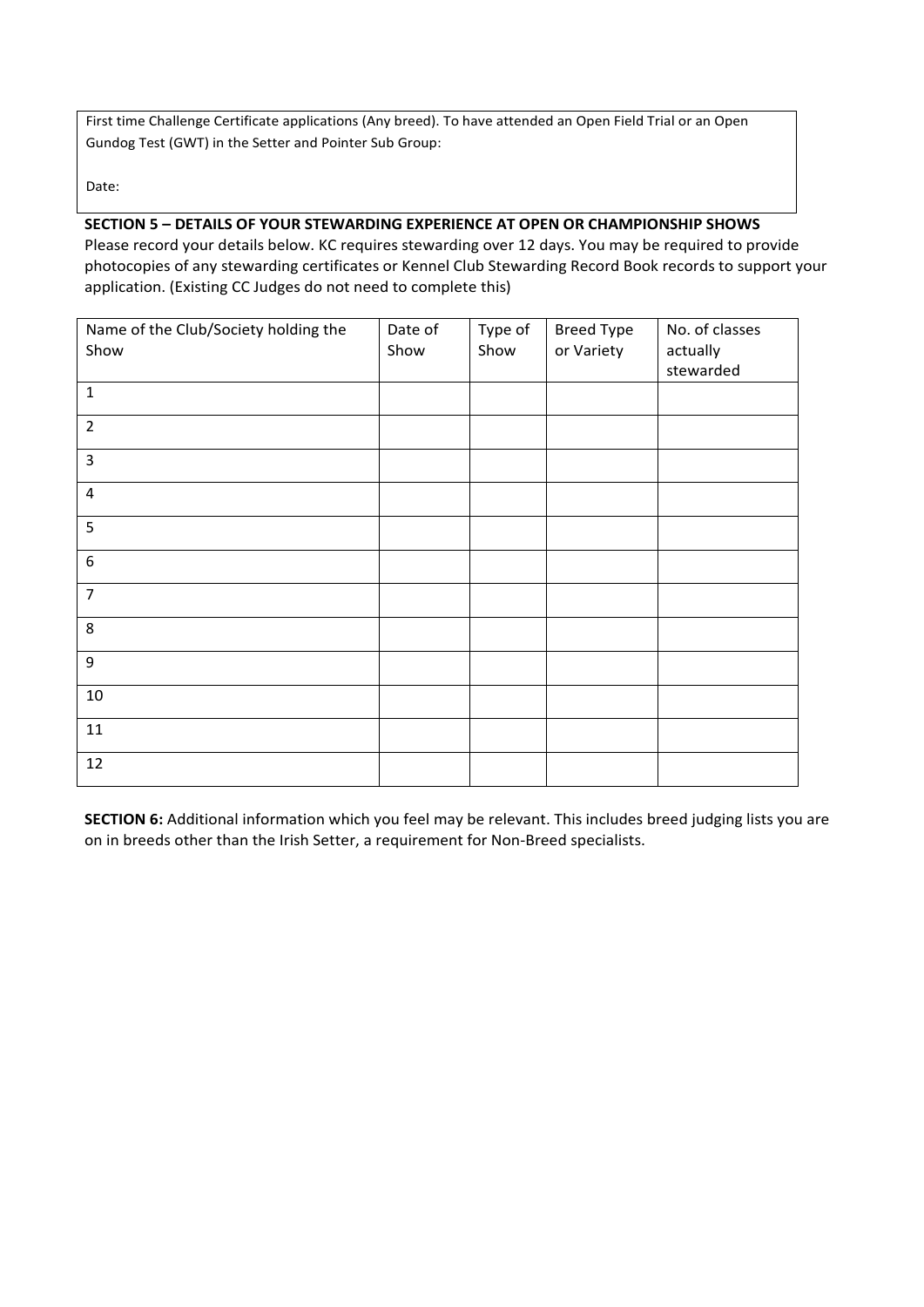First time Challenge Certificate applications (Any breed). To have attended an Open Field Trial or an Open Gundog Test (GWT) in the Setter and Pointer Sub Group:

Date:

**SECTION 5 – DETAILS OF YOUR STEWARDING EXPERIENCE AT OPEN OR CHAMPIONSHIP SHOWS**

Please record your details below. KC requires stewarding over 12 days. You may be required to provide photocopies of any stewarding certificates or Kennel Club Stewarding Record Book records to support your application. (Existing CC Judges do not need to complete this)

| Name of the Club/Society holding the Show | Date of Show | Type of Show | Breed Type or Variety | No. of classes actually stewarded |
|---|---|---|---|---|
| 1 | | | | |
| 2 | | | | |
| 3 | | | | |
| 4 | | | | |
| 5 | | | | |
| 6 | | | | |
| 7 | | | | |
| 8 | | | | |
| 9 | | | | |
| 10 | | | | |
| 11 | | | | |
| 12 | | | | |

**SECTION 6:** Additional information which you feel may be relevant. This includes breed judging lists you are on in breeds other than the Irish Setter, a requirement for Non-Breed specialists.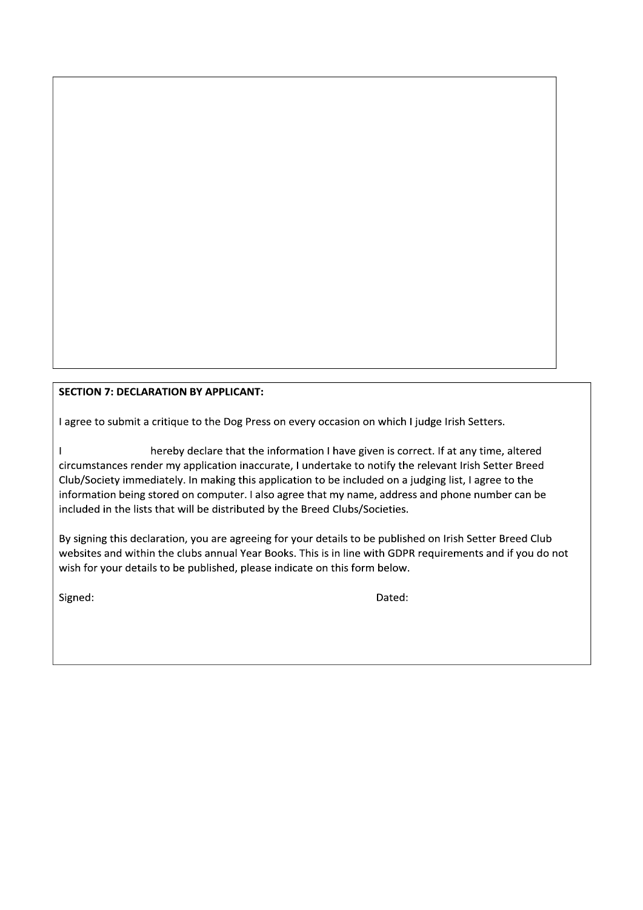**SECTION 7: DECLARATION BY APPLICANT:**

I agree to submit a critique to the Dog Press on every occasion on which I judge Irish Setters.

I                    hereby declare that the information I have given is correct. If at any time, altered circumstances render my application inaccurate, I undertake to notify the relevant Irish Setter Breed Club/Society immediately. In making this application to be included on a judging list, I agree to the information being stored on computer. I also agree that my name, address and phone number can be included in the lists that will be distributed by the Breed Clubs/Societies.

By signing this declaration, you are agreeing for your details to be published on Irish Setter Breed Club websites and within the clubs annual Year Books. This is in line with GDPR requirements and if you do not wish for your details to be published, please indicate on this form below.

Signed:                                                                 Dated: